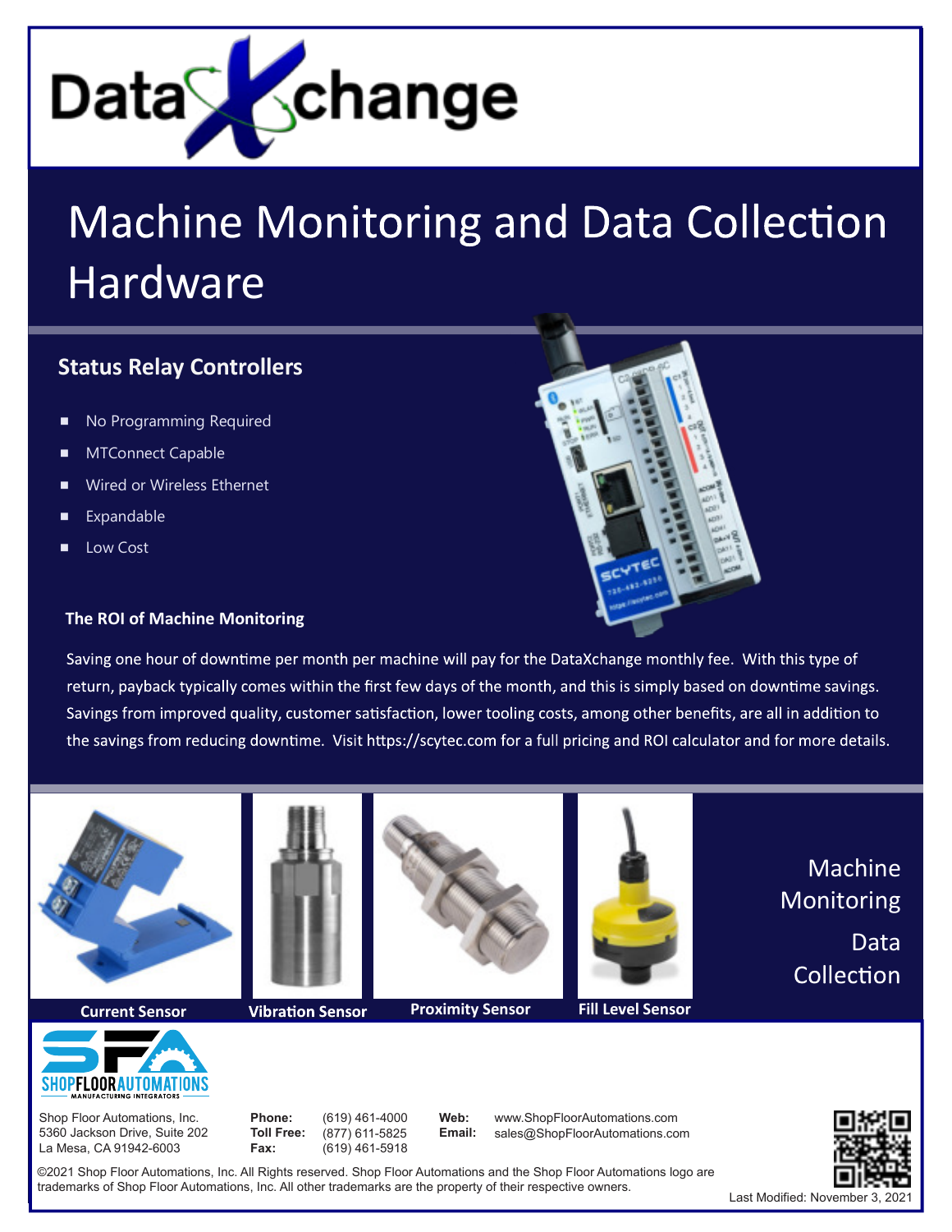# DataXchange

# Machine Monitoring and Data Collection Hardware

## Status Relay Controllers

- No Programming Required
- MTConnect Capable
- Wired or Wireless Ethernet
- Expandable
- Low Cost

### The ROI of Machine Monitoring

Saving one hour of downtime per month per machine will pay for the DataXchange monthly fee. With this type of return, payback typically comes within the first few days of the month, and this is simply based on downtime savings. Savings from improved quality, customer satisfaction, lower tooling costs, among other benefits, are all in addition to the savings from reducing downtime. Visit https://scytec.com for a full pricing and ROI calculator and for more details.

**Current Sensor** **Vibration Sensor** **Proximity Sensor** **Fill Level Sensor**

Machine Monitoring

Data Collection

SHOPFLOORAUTOMATIONS
MANUFACTURING INTEGRATORS

Shop Floor Automations, Inc.
5360 Jackson Drive, Suite 202
La Mesa, CA 91942-6003

**Phone:** (619) 461-4000
**Toll Free:** (877) 611-5825
**Fax:** (619) 461-5918

**Web:** www.ShopFloorAutomations.com
**Email:** sales@ShopFloorAutomations.com

©2021 Shop Floor Automations, Inc. All Rights reserved. Shop Floor Automations and the Shop Floor Automations logo are trademarks of Shop Floor Automations, Inc. All other trademarks are the property of their respective owners.

Last Modified: November 3, 2021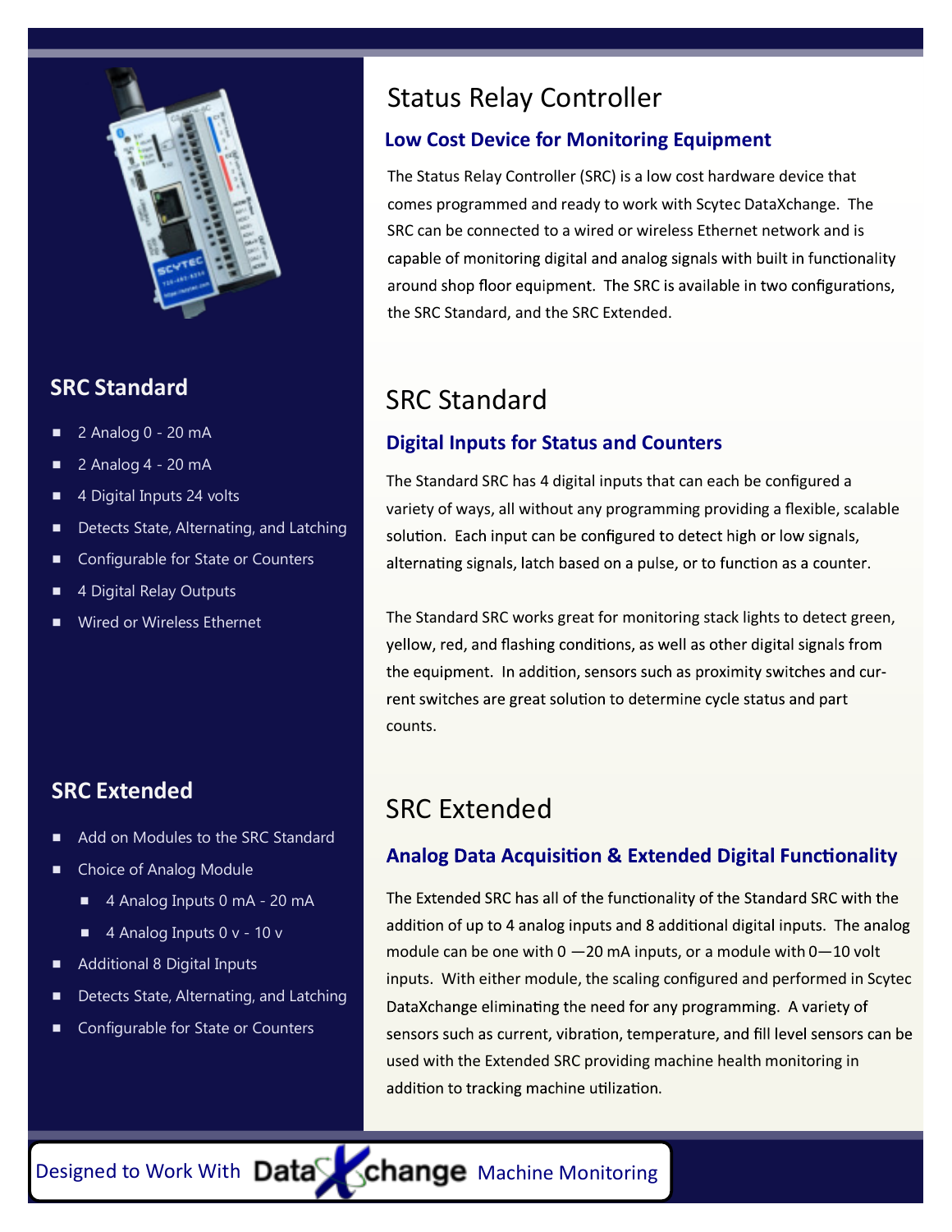# Status Relay Controller

### Low Cost Device for Monitoring Equipment

The Status Relay Controller (SRC) is a low cost hardware device that comes programmed and ready to work with Scytec DataXchange. The SRC can be connected to a wired or wireless Ethernet network and is capable of monitoring digital and analog signals with built in functionality around shop floor equipment. The SRC is available in two configurations, the SRC Standard, and the SRC Extended.

## SRC Standard

- 2 Analog 0 - 20 mA
- 2 Analog 4 - 20 mA
- 4 Digital Inputs 24 volts
- Detects State, Alternating, and Latching
- Configurable for State or Counters
- 4 Digital Relay Outputs
- Wired or Wireless Ethernet

### Digital Inputs for Status and Counters

The Standard SRC has 4 digital inputs that can each be configured a variety of ways, all without any programming providing a flexible, scalable solution. Each input can be configured to detect high or low signals, alternating signals, latch based on a pulse, or to function as a counter.

The Standard SRC works great for monitoring stack lights to detect green, yellow, red, and flashing conditions, as well as other digital signals from the equipment. In addition, sensors such as proximity switches and current switches are great solution to determine cycle status and part counts.

## SRC Extended

- Add on Modules to the SRC Standard
- Choice of Analog Module
  - 4 Analog Inputs 0 mA - 20 mA
  - 4 Analog Inputs 0 v - 10 v
- Additional 8 Digital Inputs
- Detects State, Alternating, and Latching
- Configurable for State or Counters

### Analog Data Acquisition & Extended Digital Functionality

The Extended SRC has all of the functionality of the Standard SRC with the addition of up to 4 analog inputs and 8 additional digital inputs. The analog module can be one with 0 —20 mA inputs, or a module with 0—10 volt inputs. With either module, the scaling configured and performed in Scytec DataXchange eliminating the need for any programming. A variety of sensors such as current, vibration, temperature, and fill level sensors can be used with the Extended SRC providing machine health monitoring in addition to tracking machine utilization.

Designed to Work With DataXchange Machine Monitoring